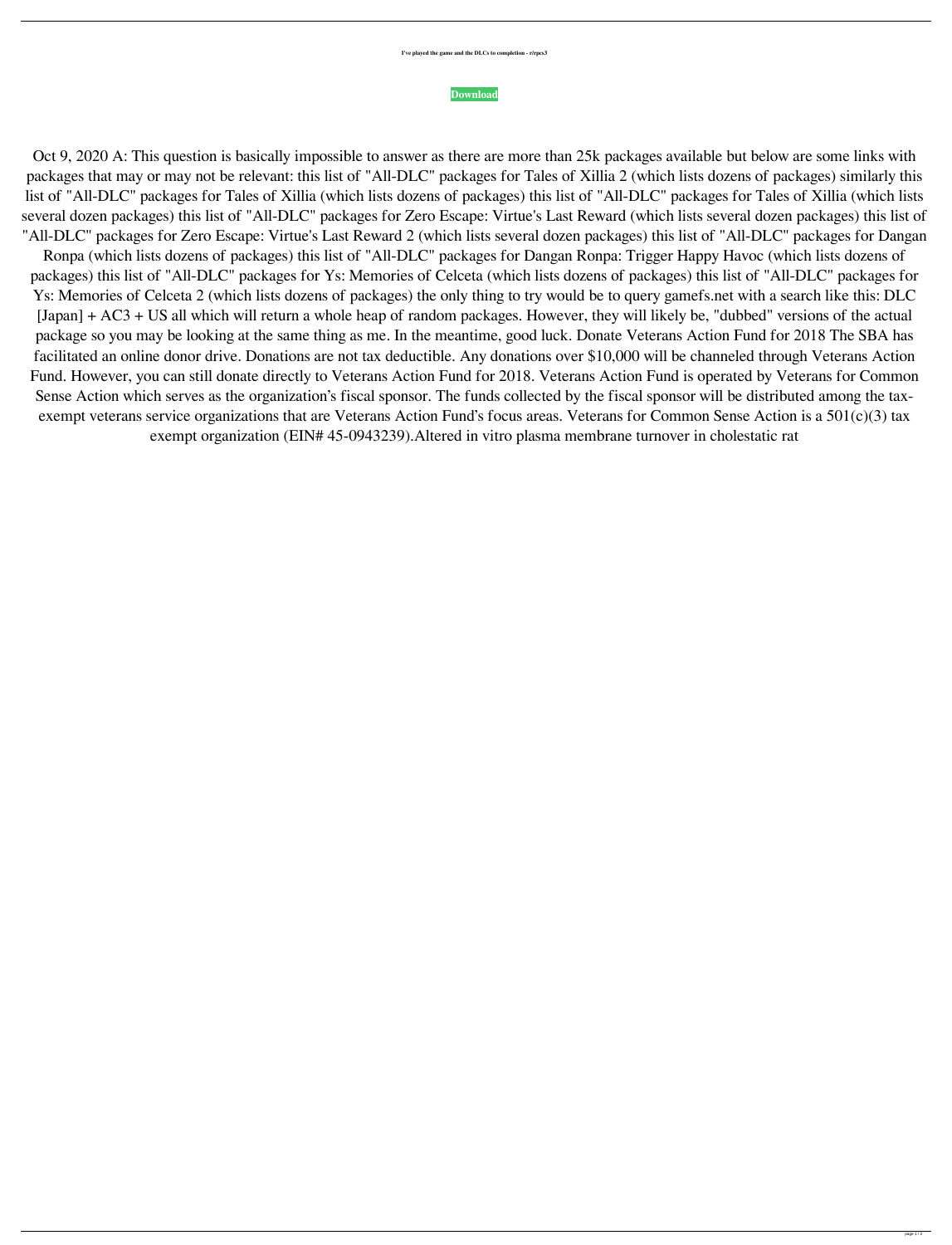**I've played the game and the DLCs to completion - r/rpcs3**

**Download**

Oct 9, 2020 A: This question is basically impossible to answer as there are more than 25k packages available but below are some links with packages that may or may not be relevant: this list of "All-DLC" packages for Tales of Xillia 2 (which lists dozens of packages) similarly this list of "All-DLC" packages for Tales of Xillia (which lists dozens of packages) this list of "All-DLC" packages for Tales of Xillia (which lists several dozen packages) this list of "All-DLC" packages for Zero Escape: Virtue's Last Reward (which lists several dozen packages) this list of "All-DLC" packages for Zero Escape: Virtue's Last Reward 2 (which lists several dozen packages) this list of "All-DLC" packages for Dangan Ronpa (which lists dozens of packages) this list of "All-DLC" packages for Dangan Ronpa: Trigger Happy Havoc (which lists dozens of packages) this list of "All-DLC" packages for Ys: Memories of Celceta (which lists dozens of packages) this list of "All-DLC" packages for Ys: Memories of Celceta 2 (which lists dozens of packages) the only thing to try would be to query gamefs.net with a search like this: DLC [Japan] + AC3 + US all which will return a whole heap of random packages. However, they will likely be, "dubbed" versions of the actual package so you may be looking at the same thing as me. In the meantime, good luck. Donate Veterans Action Fund for 2018 The SBA has facilitated an online donor drive. Donations are not tax deductible. Any donations over $10,000 will be channeled through Veterans Action Fund. However, you can still donate directly to Veterans Action Fund for 2018. Veterans Action Fund is operated by Veterans for Common Sense Action which serves as the organization's fiscal sponsor. The funds collected by the fiscal sponsor will be distributed among the tax-exempt veterans service organizations that are Veterans Action Fund's focus areas. Veterans for Common Sense Action is a 501(c)(3) tax exempt organization (EIN# 45-0943239).Altered in vitro plasma membrane turnover in cholestatic rat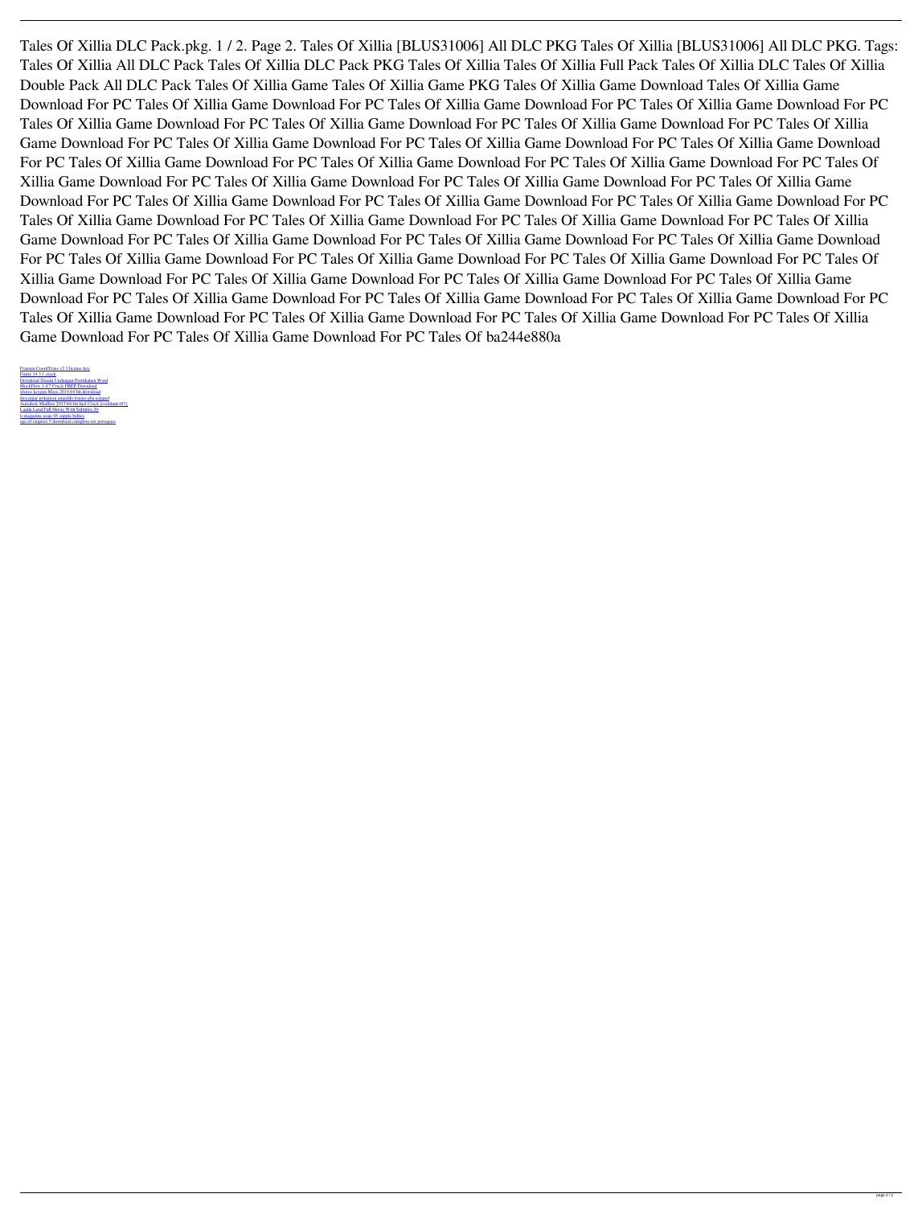Tales Of Xillia DLC Pack.pkg. 1 / 2. Page 2. Tales Of Xillia [BLUS31006] All DLC PKG Tales Of Xillia [BLUS31006] All DLC PKG. Tags: Tales Of Xillia All DLC Pack Tales Of Xillia DLC Pack PKG Tales Of Xillia Tales Of Xillia Full Pack Tales Of Xillia DLC Tales Of Xillia Double Pack All DLC Pack Tales Of Xillia Game Tales Of Xillia Game PKG Tales Of Xillia Game Download Tales Of Xillia Game Download For PC Tales Of Xillia Game Download For PC Tales Of Xillia Game Download For PC Tales Of Xillia Game Download For PC Tales Of Xillia Game Download For PC Tales Of Xillia Game Download For PC Tales Of Xillia Game Download For PC Tales Of Xillia Game Download For PC Tales Of Xillia Game Download For PC Tales Of Xillia Game Download For PC Tales Of Xillia Game Download For PC Tales Of Xillia Game Download For PC Tales Of Xillia Game Download For PC Tales Of Xillia Game Download For PC Tales Of Xillia Game Download For PC Tales Of Xillia Game Download For PC Tales Of Xillia Game Download For PC Tales Of Xillia Game Download For PC Tales Of Xillia Game Download For PC Tales Of Xillia Game Download For PC Tales Of Xillia Game Download For PC Tales Of Xillia Game Download For PC Tales Of Xillia Game Download For PC Tales Of Xillia Game Download For PC Tales Of Xillia Game Download For PC Tales Of Xillia Game Download For PC Tales Of Xillia Game Download For PC Tales Of Xillia Game Download For PC Tales Of Xillia Game Download For PC Tales Of Xillia Game Download For PC Tales Of Xillia Game Download For PC Tales Of Xillia Game Download For PC Tales Of Xillia Game Download For PC Tales Of Xillia Game Download For PC Tales Of Xillia Game Download For PC Tales Of Xillia Game Download For PC Tales Of Xillia Game Download For PC Tales Of Xillia Game Download For PC Tales Of Xillia Game Download For PC Tales Of Xillia Game Download For PC Tales Of Xillia Game Download For PC Tales Of Xillia Game Download For PC Tales Of Xillia Game Download For PC Tales Of Xillia Game Download For PC Tales Of Xillia Game Download For PC Tales Of Xillia Game Download For PC Tales Of Xillia Game Download For PC Tales Of Xillia Game Download For PC Tales Of Xillia Game Download For PC Tales Of ba244e880a

Trueson CoordTrans v2.3 license key
Fiiete 14.3.1 crack
Download Desain Undangan Pernikahan Word
MockFlow 1.4.7 Crack FREE Download
xforce keygen Maya 2014 64 bit download
descargar pokemon amarillo truena gba espanol
Autodesk Mudbox 2013 64-bit Incl Crack [coolduds187]
Ladda Land Full Movie With Subtitles 26
Is magazine issue 05 supple babies
age of empires 3 download completo em portugues